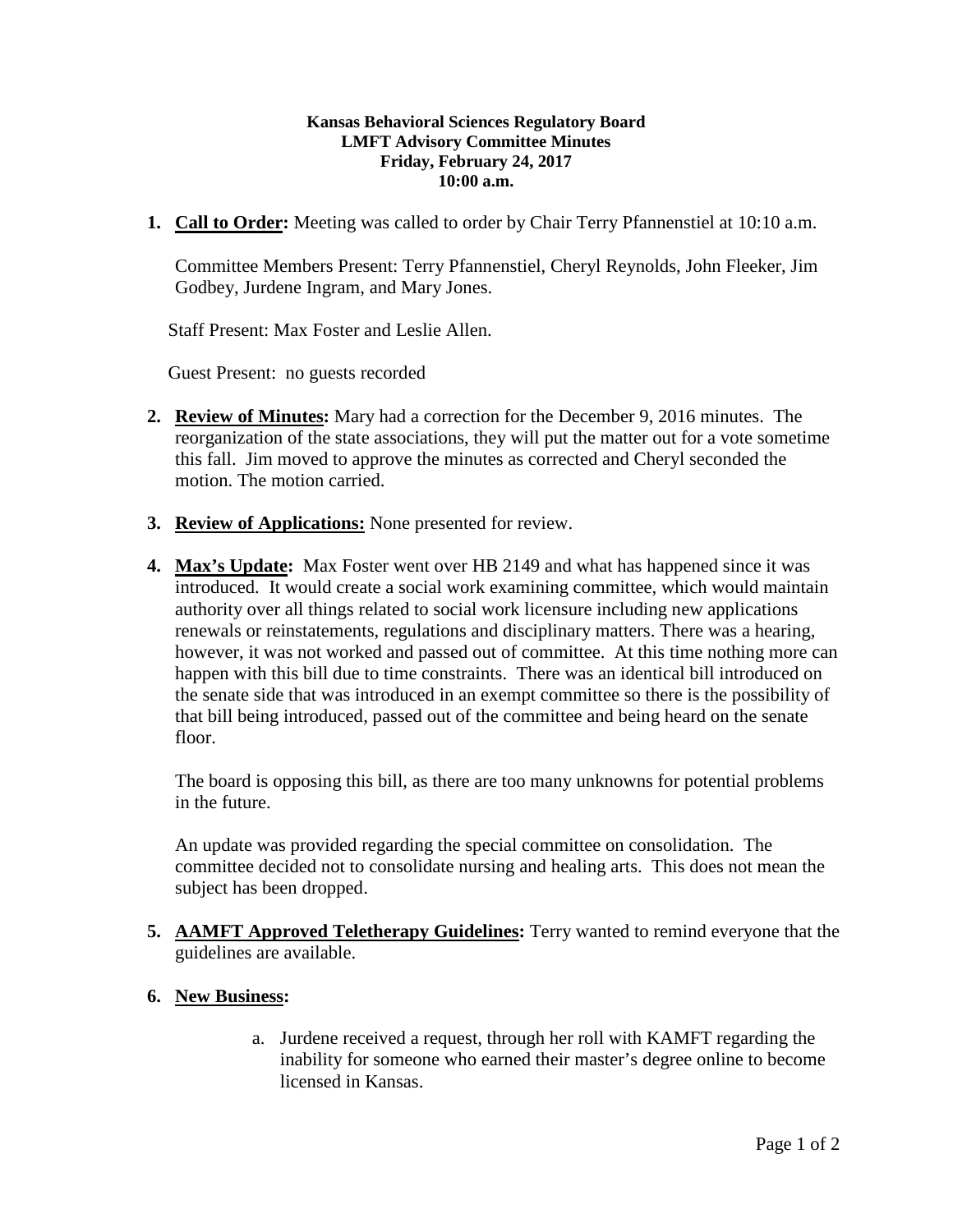**Kansas Behavioral Sciences Regulatory Board**
**LMFT Advisory Committee Minutes**
**Friday, February 24, 2017**
**10:00 a.m.**

1. **Call to Order:** Meeting was called to order by Chair Terry Pfannenstiel at 10:10 a.m.

   Committee Members Present: Terry Pfannenstiel, Cheryl Reynolds, John Fleeker, Jim Godbey, Jurdene Ingram, and Mary Jones.

   Staff Present: Max Foster and Leslie Allen.

   Guest Present: no guests recorded

2. **Review of Minutes:** Mary had a correction for the December 9, 2016 minutes. The reorganization of the state associations, they will put the matter out for a vote sometime this fall. Jim moved to approve the minutes as corrected and Cheryl seconded the motion. The motion carried.

3. **Review of Applications:** None presented for review.

4. **Max's Update:** Max Foster went over HB 2149 and what has happened since it was introduced. It would create a social work examining committee, which would maintain authority over all things related to social work licensure including new applications renewals or reinstatements, regulations and disciplinary matters. There was a hearing, however, it was not worked and passed out of committee. At this time nothing more can happen with this bill due to time constraints. There was an identical bill introduced on the senate side that was introduced in an exempt committee so there is the possibility of that bill being introduced, passed out of the committee and being heard on the senate floor.

   The board is opposing this bill, as there are too many unknowns for potential problems in the future.

   An update was provided regarding the special committee on consolidation. The committee decided not to consolidate nursing and healing arts. This does not mean the subject has been dropped.

5. **AAMFT Approved Teletherapy Guidelines:** Terry wanted to remind everyone that the guidelines are available.

6. **New Business:**

   a. Jurdene received a request, through her roll with KAMFT regarding the inability for someone who earned their master's degree online to become licensed in Kansas.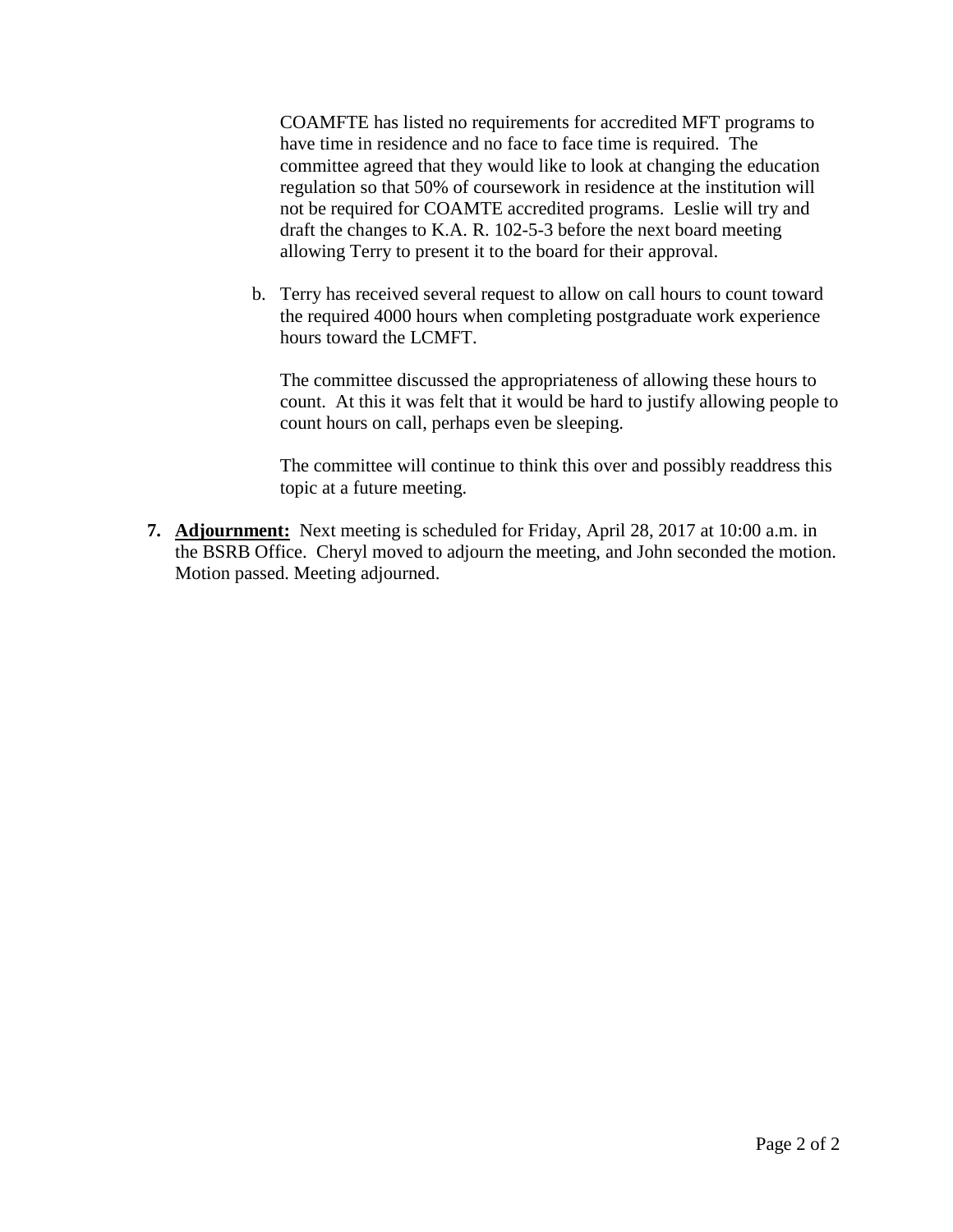COAMFTE has listed no requirements for accredited MFT programs to have time in residence and no face to face time is required. The committee agreed that they would like to look at changing the education regulation so that 50% of coursework in residence at the institution will not be required for COAMTE accredited programs. Leslie will try and draft the changes to K.A. R. 102-5-3 before the next board meeting allowing Terry to present it to the board for their approval.

b. Terry has received several request to allow on call hours to count toward the required 4000 hours when completing postgraduate work experience hours toward the LCMFT.

   The committee discussed the appropriateness of allowing these hours to count. At this it was felt that it would be hard to justify allowing people to count hours on call, perhaps even be sleeping.

   The committee will continue to think this over and possibly readdress this topic at a future meeting.

7. **Adjournment:** Next meeting is scheduled for Friday, April 28, 2017 at 10:00 a.m. in the BSRB Office. Cheryl moved to adjourn the meeting, and John seconded the motion. Motion passed. Meeting adjourned.